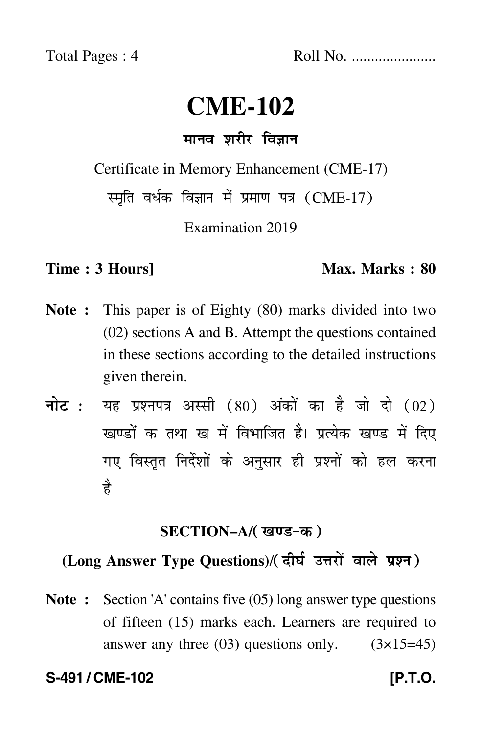Total Pages : 4 Roll No. .....................

# CME-102

## मानव शरीर विज्ञान

Certificate in Memory Enhancement (CME-17)

स्मृति वर्धक विज्ञान में प्रमाण पत्र (CME-17)

Examination 2019

**Time : 3 Hours]** **Max. Marks : 80**

**Note :** This paper is of Eighty (80) marks divided into two (02) sections A and B. Attempt the questions contained in these sections according to the detailed instructions given therein.

**नोट :** यह प्रश्नपत्र अस्सी (80) अंकों का है जो दो (02) खण्डों क तथा ख में विभाजित है। प्रत्येक खण्ड में दिए गए विस्तृत निर्देशों के अनुसार ही प्रश्नों को हल करना है।

### SECTION–A/(खण्ड-क)

### (Long Answer Type Questions)/(दीर्घ उत्तरों वाले प्रश्न)

**Note :** Section 'A' contains five (05) long answer type questions of fifteen (15) marks each. Learners are required to answer any three (03) questions only. (3×15=45)

S-491 / CME-102 [P.T.O.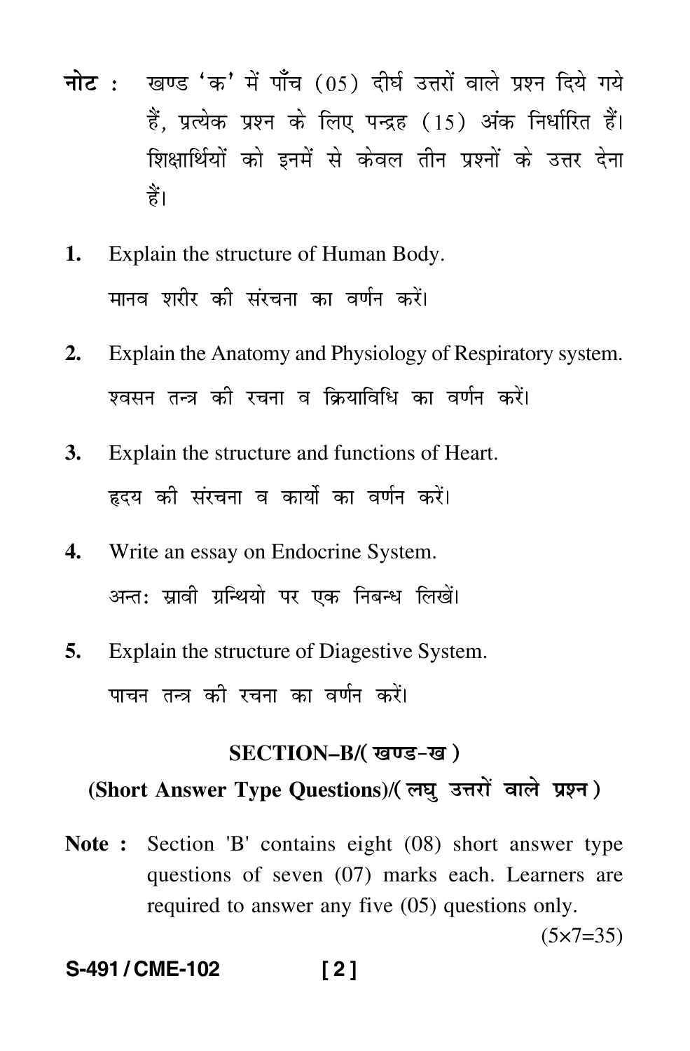**नोट :** खण्ड 'क' में पाँच (05) दीर्घ उत्तरों वाले प्रश्न दिये गये हैं, प्रत्येक प्रश्न के लिए पन्द्रह (15) अंक निर्धारित हैं। शिक्षार्थियों को इनमें से केवल तीन प्रश्नों के उत्तर देना हैं।

**1.** Explain the structure of Human Body.

मानव शरीर की संरचना का वर्णन करें।

**2.** Explain the Anatomy and Physiology of Respiratory system.

श्वसन तन्त्र की रचना व क्रियाविधि का वर्णन करें।

**3.** Explain the structure and functions of Heart.

हृदय की संरचना व कार्यो का वर्णन करें।

**4.** Write an essay on Endocrine System.

अन्तः स्रावी ग्रन्थियो पर एक निबन्ध लिखें।

**5.** Explain the structure of Diagestive System.

पाचन तन्त्र की रचना का वर्णन करें।

## SECTION–B/( खण्ड-ख )

### (Short Answer Type Questions)/( लघु उत्तरों वाले प्रश्न )

**Note :** Section 'B' contains eight (08) short answer type questions of seven (07) marks each. Learners are required to answer any five (05) questions only.

(5×7=35)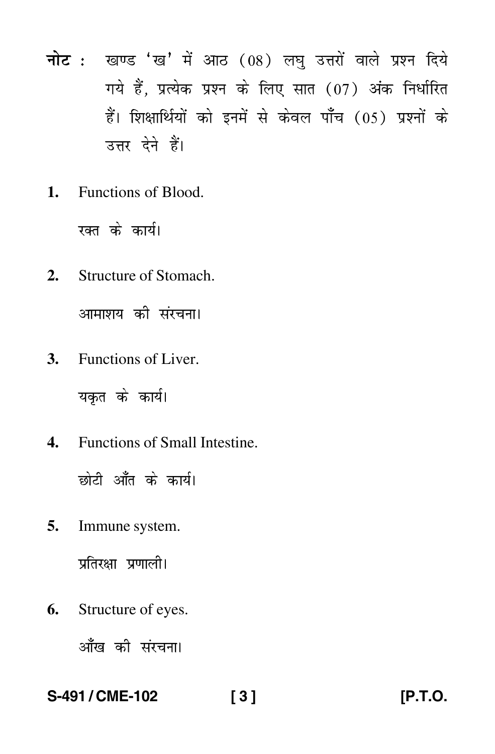**नोट :** खण्ड 'ख' में आठ (08) लघु उत्तरों वाले प्रश्न दिये गये हैं, प्रत्येक प्रश्न के लिए सात (07) अंक निर्धारित हैं। शिक्षार्थियों को इनमें से केवल पाँच (05) प्रश्नों के उत्तर देने हैं।

1. Functions of Blood.

   रक्त के कार्य।

2. Structure of Stomach.

   आमाशय की संरचना।

3. Functions of Liver.

   यकृत के कार्य।

4. Functions of Small Intestine.

   छोटी आँत के कार्य।

5. Immune system.

   प्रतिरक्षा प्रणाली।

6. Structure of eyes.

   आँख की संरचना।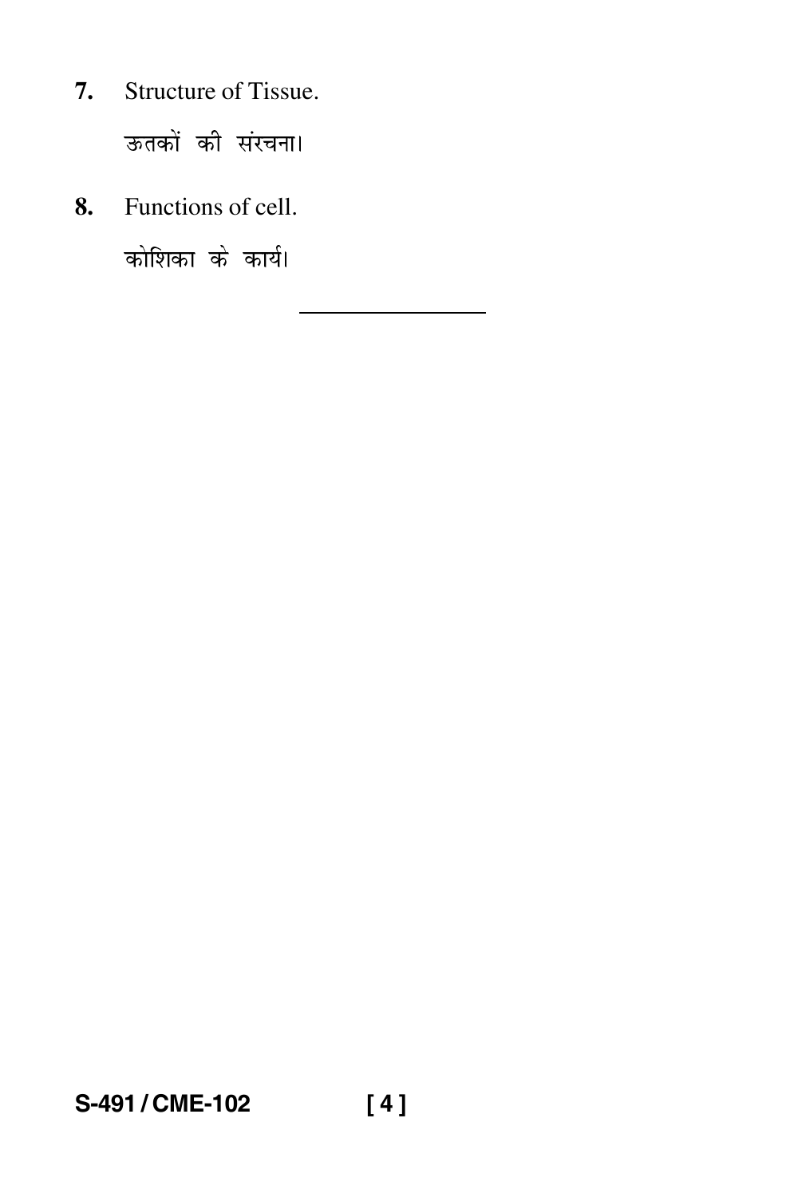7. Structure of Tissue.

   ऊतकों की संरचना।

8. Functions of cell.

   कोशिका के कार्य।

---